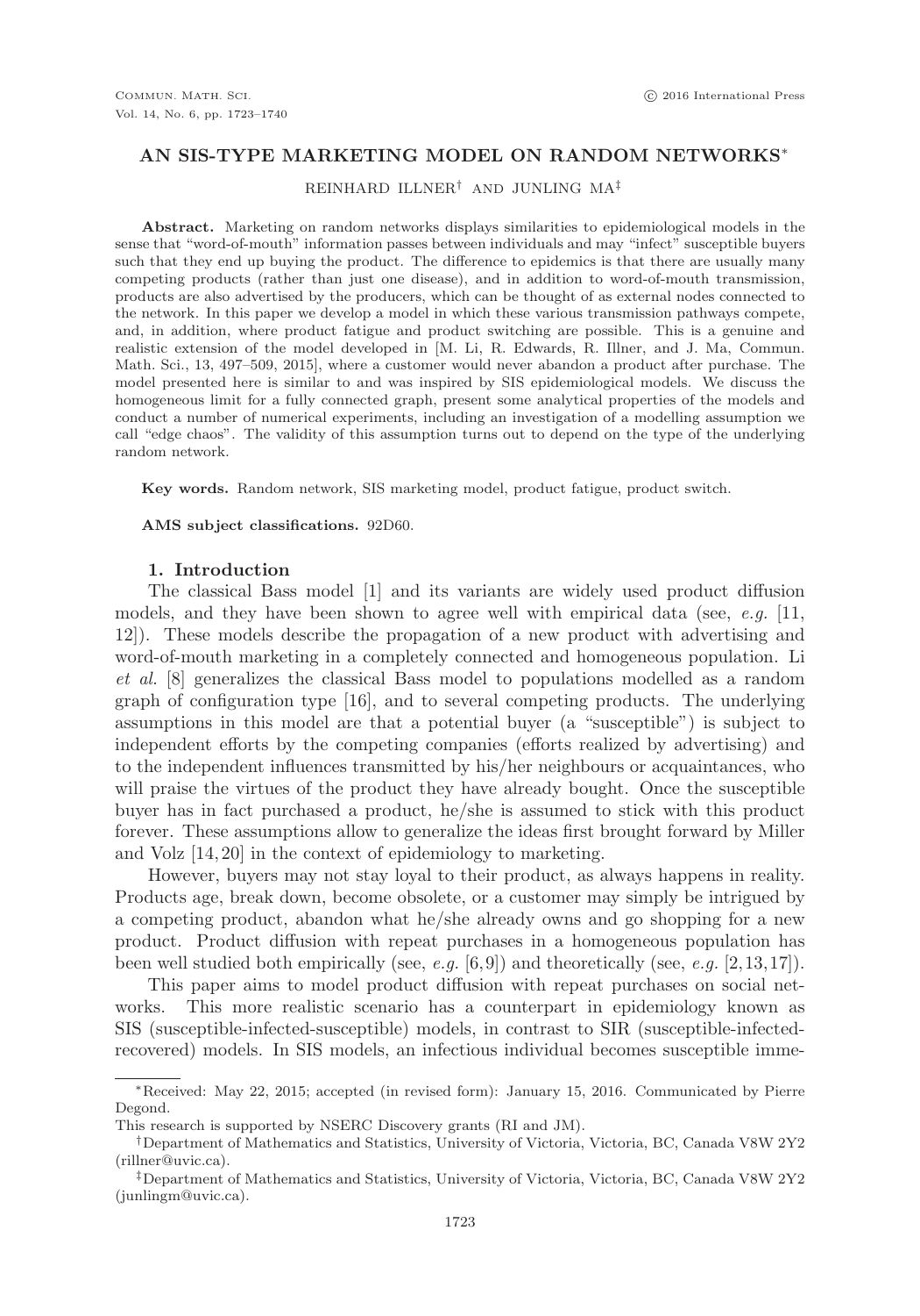# AN SIS-TYPE MARKETING MODEL ON RANDOM NETWORKS*

REINHARD ILLNER† AND JUNLING MA‡

**Abstract.** Marketing on random networks displays similarities to epidemiological models in the sense that "word-of-mouth" information passes between individuals and may "infect" susceptible buyers such that they end up buying the product. The difference to epidemics is that there are usually many competing products (rather than just one disease), and in addition to word-of-mouth transmission, products are also advertised by the producers, which can be thought of as external nodes connected to the network. In this paper we develop a model in which these various transmission pathways compete, and, in addition, where product fatigue and product switching are possible. This is a genuine and realistic extension of the model developed in [M. Li, R. Edwards, R. Illner, and J. Ma, Commun. Math. Sci., 13, 497–509, 2015], where a customer would never abandon a product after purchase. The model presented here is similar to and was inspired by SIS epidemiological models. We discuss the homogeneous limit for a fully connected graph, present some analytical properties of the models and conduct a number of numerical experiments, including an investigation of a modelling assumption we call "edge chaos". The validity of this assumption turns out to depend on the type of the underlying random network.

**Key words.** Random network, SIS marketing model, product fatigue, product switch.

**AMS subject classifications.** 92D60.

## 1. Introduction

The classical Bass model [1] and its variants are widely used product diffusion models, and they have been shown to agree well with empirical data (see, *e.g.* [11, 12]). These models describe the propagation of a new product with advertising and word-of-mouth marketing in a completely connected and homogeneous population. Li *et al.* [8] generalizes the classical Bass model to populations modelled as a random graph of configuration type [16], and to several competing products. The underlying assumptions in this model are that a potential buyer (a "susceptible") is subject to independent efforts by the competing companies (efforts realized by advertising) and to the independent influences transmitted by his/her neighbours or acquaintances, who will praise the virtues of the product they have already bought. Once the susceptible buyer has in fact purchased a product, he/she is assumed to stick with this product forever. These assumptions allow to generalize the ideas first brought forward by Miller and Volz [14, 20] in the context of epidemiology to marketing.

However, buyers may not stay loyal to their product, as always happens in reality. Products age, break down, become obsolete, or a customer may simply be intrigued by a competing product, abandon what he/she already owns and go shopping for a new product. Product diffusion with repeat purchases in a homogeneous population has been well studied both empirically (see, *e.g.* [6, 9]) and theoretically (see, *e.g.* [2, 13, 17]).

This paper aims to model product diffusion with repeat purchases on social networks. This more realistic scenario has a counterpart in epidemiology known as SIS (susceptible-infected-susceptible) models, in contrast to SIR (susceptible-infected-recovered) models. In SIS models, an infectious individual becomes susceptible imme-

---

*Received: May 22, 2015; accepted (in revised form): January 15, 2016. Communicated by Pierre Degond.

This research is supported by NSERC Discovery grants (RI and JM).

†Department of Mathematics and Statistics, University of Victoria, Victoria, BC, Canada V8W 2Y2 (rillner@uvic.ca).

‡Department of Mathematics and Statistics, University of Victoria, Victoria, BC, Canada V8W 2Y2 (junlingm@uvic.ca).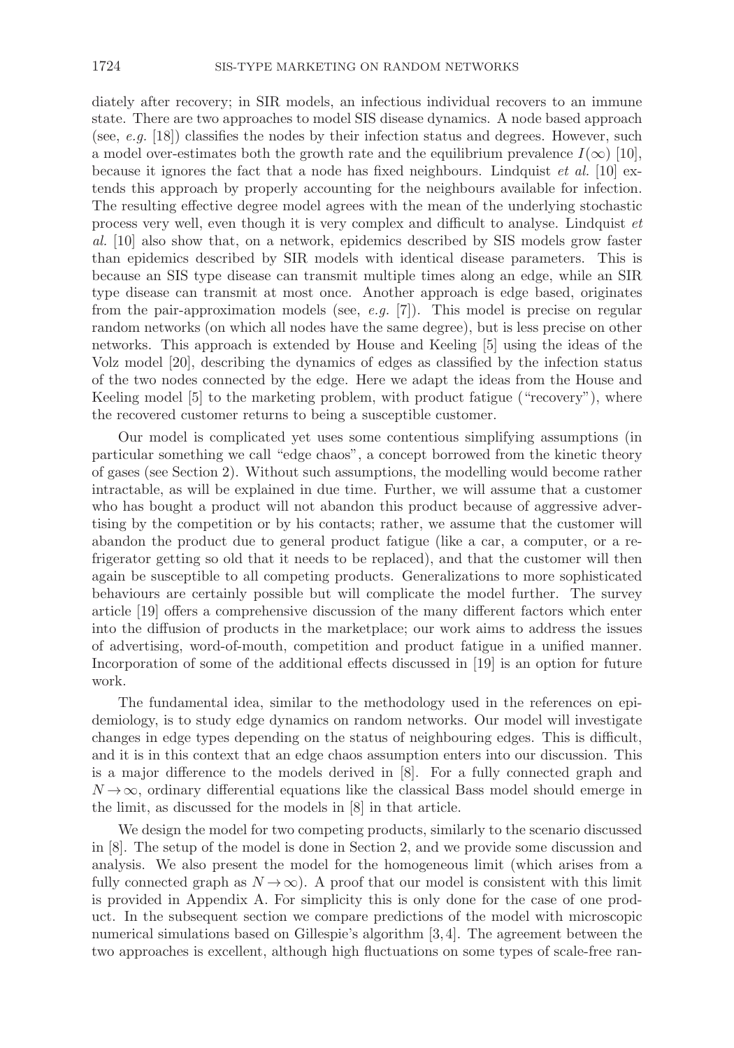diately after recovery; in SIR models, an infectious individual recovers to an immune state. There are two approaches to model SIS disease dynamics. A node based approach (see, *e.g.* [18]) classifies the nodes by their infection status and degrees. However, such a model over-estimates both the growth rate and the equilibrium prevalence $I(\infty)$ [10], because it ignores the fact that a node has fixed neighbours. Lindquist *et al.* [10] extends this approach by properly accounting for the neighbours available for infection. The resulting effective degree model agrees with the mean of the underlying stochastic process very well, even though it is very complex and difficult to analyse. Lindquist *et al.* [10] also show that, on a network, epidemics described by SIS models grow faster than epidemics described by SIR models with identical disease parameters. This is because an SIS type disease can transmit multiple times along an edge, while an SIR type disease can transmit at most once. Another approach is edge based, originates from the pair-approximation models (see, *e.g.* [7]). This model is precise on regular random networks (on which all nodes have the same degree), but is less precise on other networks. This approach is extended by House and Keeling [5] using the ideas of the Volz model [20], describing the dynamics of edges as classified by the infection status of the two nodes connected by the edge. Here we adapt the ideas from the House and Keeling model [5] to the marketing problem, with product fatigue ("recovery"), where the recovered customer returns to being a susceptible customer.

Our model is complicated yet uses some contentious simplifying assumptions (in particular something we call "edge chaos", a concept borrowed from the kinetic theory of gases (see Section 2). Without such assumptions, the modelling would become rather intractable, as will be explained in due time. Further, we will assume that a customer who has bought a product will not abandon this product because of aggressive advertising by the competition or by his contacts; rather, we assume that the customer will abandon the product due to general product fatigue (like a car, a computer, or a refrigerator getting so old that it needs to be replaced), and that the customer will then again be susceptible to all competing products. Generalizations to more sophisticated behaviours are certainly possible but will complicate the model further. The survey article [19] offers a comprehensive discussion of the many different factors which enter into the diffusion of products in the marketplace; our work aims to address the issues of advertising, word-of-mouth, competition and product fatigue in a unified manner. Incorporation of some of the additional effects discussed in [19] is an option for future work.

The fundamental idea, similar to the methodology used in the references on epidemiology, is to study edge dynamics on random networks. Our model will investigate changes in edge types depending on the status of neighbouring edges. This is difficult, and it is in this context that an edge chaos assumption enters into our discussion. This is a major difference to the models derived in [8]. For a fully connected graph and $N \to \infty$, ordinary differential equations like the classical Bass model should emerge in the limit, as discussed for the models in [8] in that article.

We design the model for two competing products, similarly to the scenario discussed in [8]. The setup of the model is done in Section 2, and we provide some discussion and analysis. We also present the model for the homogeneous limit (which arises from a fully connected graph as $N \to \infty$). A proof that our model is consistent with this limit is provided in Appendix A. For simplicity this is only done for the case of one product. In the subsequent section we compare predictions of the model with microscopic numerical simulations based on Gillespie's algorithm [3, 4]. The agreement between the two approaches is excellent, although high fluctuations on some types of scale-free ran-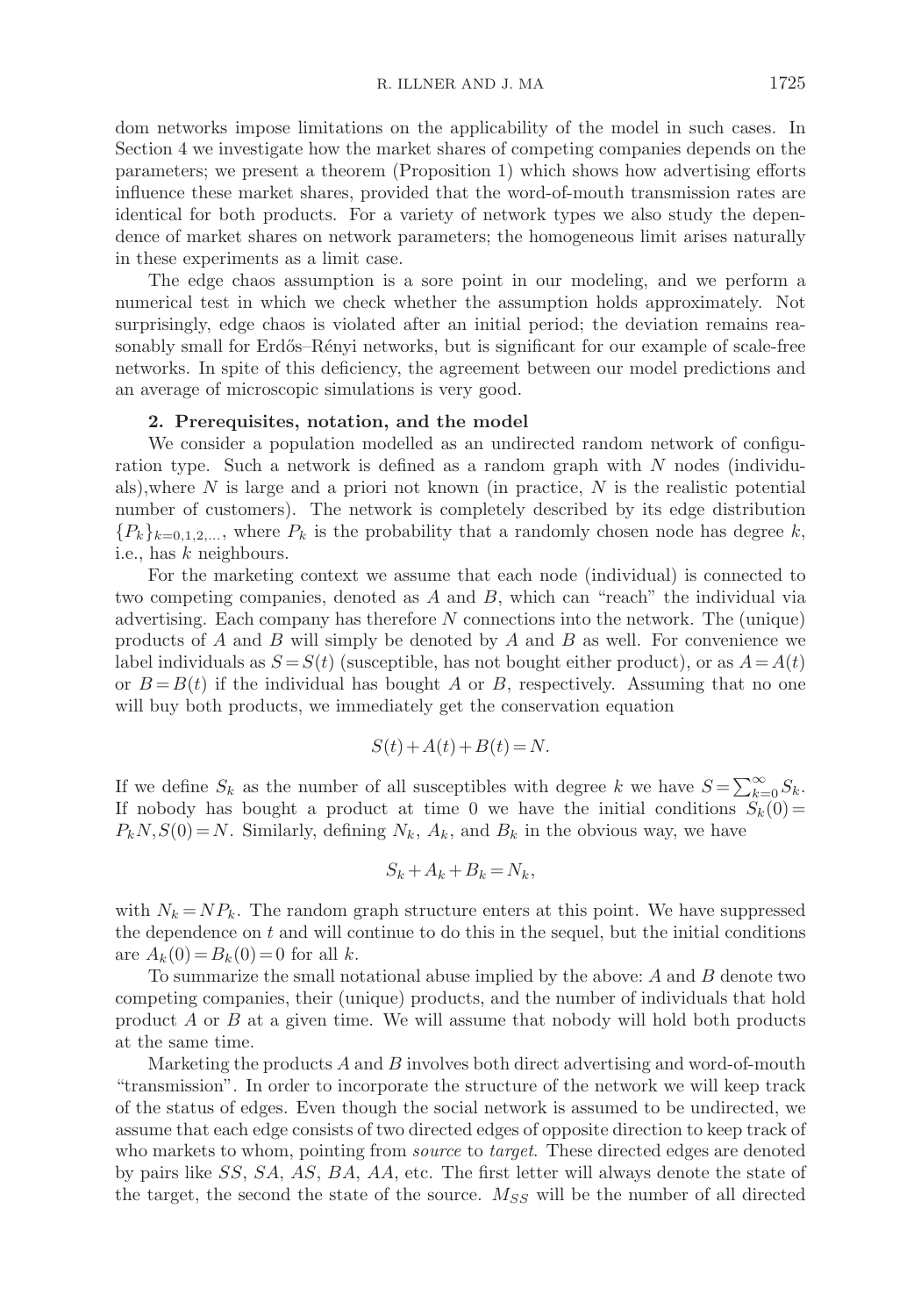dom networks impose limitations on the applicability of the model in such cases. In Section 4 we investigate how the market shares of competing companies depends on the parameters; we present a theorem (Proposition 1) which shows how advertising efforts influence these market shares, provided that the word-of-mouth transmission rates are identical for both products. For a variety of network types we also study the dependence of market shares on network parameters; the homogeneous limit arises naturally in these experiments as a limit case.

The edge chaos assumption is a sore point in our modeling, and we perform a numerical test in which we check whether the assumption holds approximately. Not surprisingly, edge chaos is violated after an initial period; the deviation remains reasonably small for Erdős–Rényi networks, but is significant for our example of scale-free networks. In spite of this deficiency, the agreement between our model predictions and an average of microscopic simulations is very good.

## 2. Prerequisites, notation, and the model

We consider a population modelled as an undirected random network of configuration type. Such a network is defined as a random graph with $N$ nodes (individuals),where $N$ is large and a priori not known (in practice, $N$ is the realistic potential number of customers). The network is completely described by its edge distribution $\{P_k\}_{k=0,1,2,...}$, where $P_k$ is the probability that a randomly chosen node has degree $k$, i.e., has $k$ neighbours.

For the marketing context we assume that each node (individual) is connected to two competing companies, denoted as $A$ and $B$, which can "reach" the individual via advertising. Each company has therefore $N$ connections into the network. The (unique) products of $A$ and $B$ will simply be denoted by $A$ and $B$ as well. For convenience we label individuals as $S = S(t)$ (susceptible, has not bought either product), or as $A = A(t)$ or $B = B(t)$ if the individual has bought $A$ or $B$, respectively. Assuming that no one will buy both products, we immediately get the conservation equation

$$S(t) + A(t) + B(t) = N.$$

If we define $S_k$ as the number of all susceptibles with degree $k$ we have $S = \sum_{k=0}^{\infty} S_k$. If nobody has bought a product at time 0 we have the initial conditions $S_k(0) = P_k N, S(0) = N$. Similarly, defining $N_k$, $A_k$, and $B_k$ in the obvious way, we have

$$S_k + A_k + B_k = N_k,$$

with $N_k = NP_k$. The random graph structure enters at this point. We have suppressed the dependence on $t$ and will continue to do this in the sequel, but the initial conditions are $A_k(0) = B_k(0) = 0$ for all $k$.

To summarize the small notational abuse implied by the above: $A$ and $B$ denote two competing companies, their (unique) products, and the number of individuals that hold product $A$ or $B$ at a given time. We will assume that nobody will hold both products at the same time.

Marketing the products $A$ and $B$ involves both direct advertising and word-of-mouth "transmission". In order to incorporate the structure of the network we will keep track of the status of edges. Even though the social network is assumed to be undirected, we assume that each edge consists of two directed edges of opposite direction to keep track of who markets to whom, pointing from *source* to *target*. These directed edges are denoted by pairs like $SS$, $SA$, $AS$, $BA$, $AA$, etc. The first letter will always denote the state of the target, the second the state of the source. $M_{SS}$ will be the number of all directed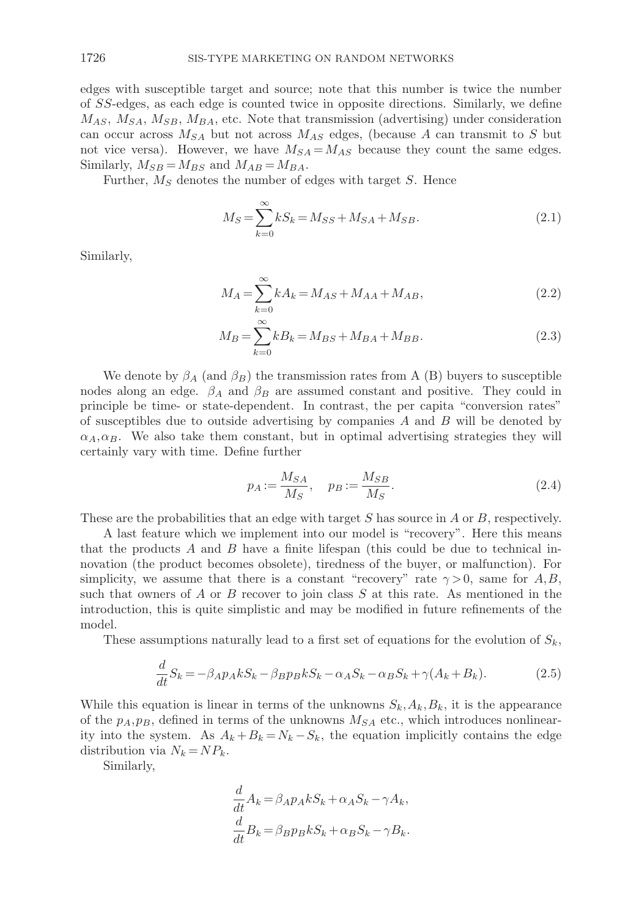edges with susceptible target and source; note that this number is twice the number of $SS$-edges, as each edge is counted twice in opposite directions. Similarly, we define $M_{AS}$, $M_{SA}$, $M_{SB}$, $M_{BA}$, etc. Note that transmission (advertising) under consideration can occur across $M_{SA}$ but not across $M_{AS}$ edges, (because $A$ can transmit to $S$ but not vice versa). However, we have $M_{SA} = M_{AS}$ because they count the same edges. Similarly, $M_{SB} = M_{BS}$ and $M_{AB} = M_{BA}$.

Further, $M_S$ denotes the number of edges with target $S$. Hence

$$M_S = \sum_{k=0}^{\infty} kS_k = M_{SS} + M_{SA} + M_{SB}. \tag{2.1}$$

Similarly,

$$M_A = \sum_{k=0}^{\infty} kA_k = M_{AS} + M_{AA} + M_{AB}, \tag{2.2}$$

$$M_B = \sum_{k=0}^{\infty} kB_k = M_{BS} + M_{BA} + M_{BB}. \tag{2.3}$$

We denote by $\beta_A$ (and $\beta_B$) the transmission rates from A (B) buyers to susceptible nodes along an edge. $\beta_A$ and $\beta_B$ are assumed constant and positive. They could in principle be time- or state-dependent. In contrast, the per capita "conversion rates" of susceptibles due to outside advertising by companies $A$ and $B$ will be denoted by $\alpha_A, \alpha_B$. We also take them constant, but in optimal advertising strategies they will certainly vary with time. Define further

$$p_A := \frac{M_{SA}}{M_S}, \quad p_B := \frac{M_{SB}}{M_S}. \tag{2.4}$$

These are the probabilities that an edge with target $S$ has source in $A$ or $B$, respectively.

A last feature which we implement into our model is "recovery". Here this means that the products $A$ and $B$ have a finite lifespan (this could be due to technical innovation (the product becomes obsolete), tiredness of the buyer, or malfunction). For simplicity, we assume that there is a constant "recovery" rate $\gamma > 0$, same for $A, B$, such that owners of $A$ or $B$ recover to join class $S$ at this rate. As mentioned in the introduction, this is quite simplistic and may be modified in future refinements of the model.

These assumptions naturally lead to a first set of equations for the evolution of $S_k$,

$$\frac{d}{dt} S_k = -\beta_A p_A k S_k - \beta_B p_B k S_k - \alpha_A S_k - \alpha_B S_k + \gamma(A_k + B_k). \tag{2.5}$$

While this equation is linear in terms of the unknowns $S_k, A_k, B_k$, it is the appearance of the $p_A, p_B$, defined in terms of the unknowns $M_{SA}$ etc., which introduces nonlinearity into the system. As $A_k + B_k = N_k - S_k$, the equation implicitly contains the edge distribution via $N_k = NP_k$.

Similarly,

$$\frac{d}{dt} A_k = \beta_A p_A k S_k + \alpha_A S_k - \gamma A_k,$$

$$\frac{d}{dt} B_k = \beta_B p_B k S_k + \alpha_B S_k - \gamma B_k.$$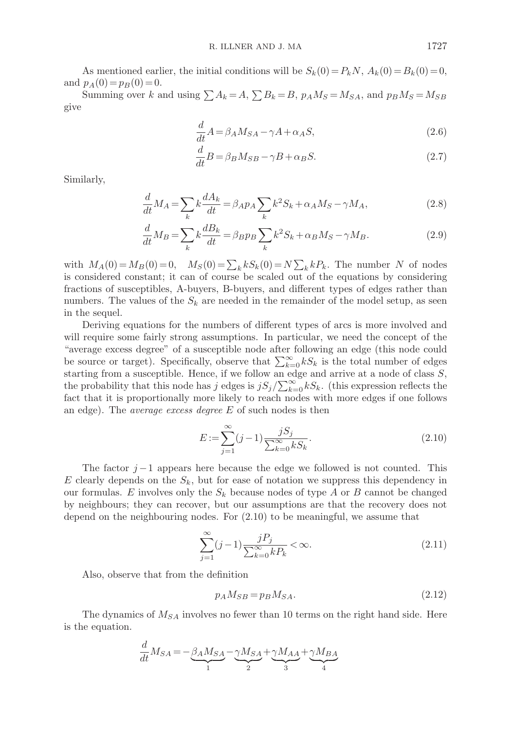As mentioned earlier, the initial conditions will be $S_k(0) = P_k N$, $A_k(0) = B_k(0) = 0$, and $p_A(0) = p_B(0) = 0$.

Summing over $k$ and using $\sum A_k = A$, $\sum B_k = B$, $p_A M_S = M_{SA}$, and $p_B M_S = M_{SB}$ give

$$\frac{d}{dt}A = \beta_A M_{SA} - \gamma A + \alpha_A S, \tag{2.6}$$

$$\frac{d}{dt}B = \beta_B M_{SB} - \gamma B + \alpha_B S. \tag{2.7}$$

Similarly,

$$\frac{d}{dt}M_A = \sum_k k\frac{dA_k}{dt} = \beta_A p_A \sum_k k^2 S_k + \alpha_A M_S - \gamma M_A, \tag{2.8}$$

$$\frac{d}{dt}M_B = \sum_k k\frac{dB_k}{dt} = \beta_B p_B \sum_k k^2 S_k + \alpha_B M_S - \gamma M_B. \tag{2.9}$$

with $M_A(0) = M_B(0) = 0$, $\quad M_S(0) = \sum_k k S_k(0) = N \sum_k k P_k$. The number $N$ of nodes is considered constant; it can of course be scaled out of the equations by considering fractions of susceptibles, A-buyers, B-buyers, and different types of edges rather than numbers. The values of the $S_k$ are needed in the remainder of the model setup, as seen in the sequel.

Deriving equations for the numbers of different types of arcs is more involved and will require some fairly strong assumptions. In particular, we need the concept of the "average excess degree" of a susceptible node after following an edge (this node could be source or target). Specifically, observe that $\sum_{k=0}^{\infty} k S_k$ is the total number of edges starting from a susceptible. Hence, if we follow an edge and arrive at a node of class $S$, the probability that this node has $j$ edges is $j S_j / \sum_{k=0}^{\infty} k S_k$. (this expression reflects the fact that it is proportionally more likely to reach nodes with more edges if one follows an edge). The *average excess degree* $E$ of such nodes is then

$$E := \sum_{j=1}^{\infty} (j-1) \frac{j S_j}{\sum_{k=0}^{\infty} k S_k}. \tag{2.10}$$

The factor $j-1$ appears here because the edge we followed is not counted. This $E$ clearly depends on the $S_k$, but for ease of notation we suppress this dependency in our formulas. $E$ involves only the $S_k$ because nodes of type $A$ or $B$ cannot be changed by neighbours; they can recover, but our assumptions are that the recovery does not depend on the neighbouring nodes. For (2.10) to be meaningful, we assume that

$$\sum_{j=1}^{\infty} (j-1) \frac{j P_j}{\sum_{k=0}^{\infty} k P_k} < \infty. \tag{2.11}$$

Also, observe that from the definition

$$p_A M_{SB} = p_B M_{SA}. \tag{2.12}$$

The dynamics of $M_{SA}$ involves no fewer than 10 terms on the right hand side. Here is the equation.

$$\frac{d}{dt}M_{SA} = -\underbrace{\beta_A M_{SA}}_{1} - \underbrace{\gamma M_{SA}}_{2} + \underbrace{\gamma M_{AA}}_{3} + \underbrace{\gamma M_{BA}}_{4}$$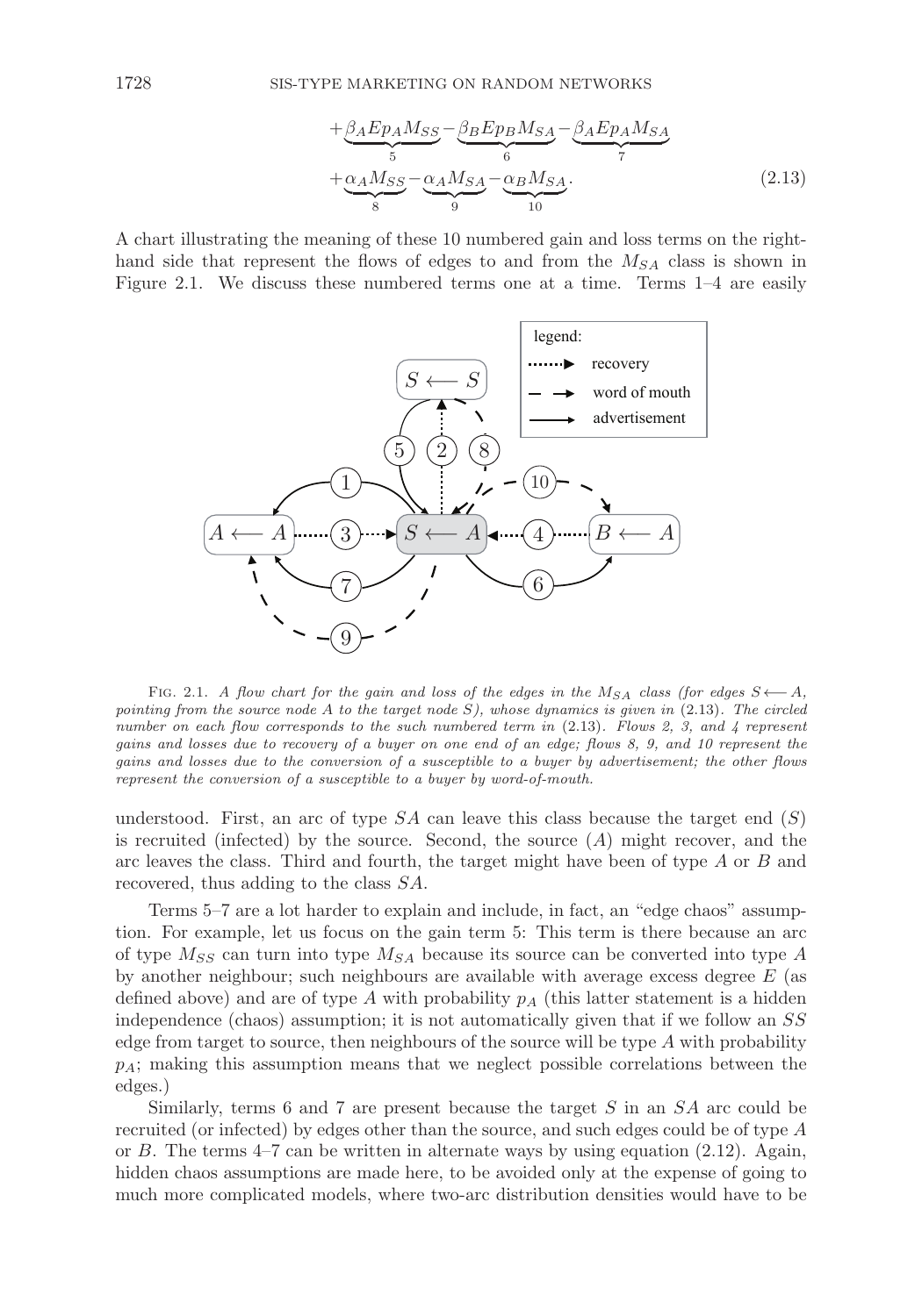$$
+\underbrace{\beta_A E p_A M_{SS}}_{5} - \underbrace{\beta_B E p_B M_{SA}}_{6} - \underbrace{\beta_A E p_A M_{SA}}_{7}
$$

$$
+\underbrace{\alpha_A M_{SS}}_{8} - \underbrace{\alpha_A M_{SA}}_{9} - \underbrace{\alpha_B M_{SA}}_{10}. \tag{2.13}
$$

A chart illustrating the meaning of these 10 numbered gain and loss terms on the right-hand side that represent the flows of edges to and from the $M_{SA}$ class is shown in Figure 2.1. We discuss these numbered terms one at a time. Terms 1–4 are easily

FIG. 2.1. *A flow chart for the gain and loss of the edges in the $M_{SA}$ class (for edges $S \longleftarrow A$, pointing from the source node $A$ to the target node $S$), whose dynamics is given in* (2.13)*. The circled number on each flow corresponds to the such numbered term in* (2.13)*. Flows 2, 3, and 4 represent gains and losses due to recovery of a buyer on one end of an edge; flows 8, 9, and 10 represent the gains and losses due to the conversion of a susceptible to a buyer by advertisement; the other flows represent the conversion of a susceptible to a buyer by word-of-mouth.*

understood. First, an arc of type $SA$ can leave this class because the target end ($S$) is recruited (infected) by the source. Second, the source ($A$) might recover, and the arc leaves the class. Third and fourth, the target might have been of type $A$ or $B$ and recovered, thus adding to the class $SA$.

Terms 5–7 are a lot harder to explain and include, in fact, an "edge chaos" assumption. For example, let us focus on the gain term 5: This term is there because an arc of type $M_{SS}$ can turn into type $M_{SA}$ because its source can be converted into type $A$ by another neighbour; such neighbours are available with average excess degree $E$ (as defined above) and are of type $A$ with probability $p_A$ (this latter statement is a hidden independence (chaos) assumption; it is not automatically given that if we follow an $SS$ edge from target to source, then neighbours of the source will be type $A$ with probability $p_A$; making this assumption means that we neglect possible correlations between the edges.)

Similarly, terms 6 and 7 are present because the target $S$ in an $SA$ arc could be recruited (or infected) by edges other than the source, and such edges could be of type $A$ or $B$. The terms 4–7 can be written in alternate ways by using equation (2.12). Again, hidden chaos assumptions are made here, to be avoided only at the expense of going to much more complicated models, where two-arc distribution densities would have to be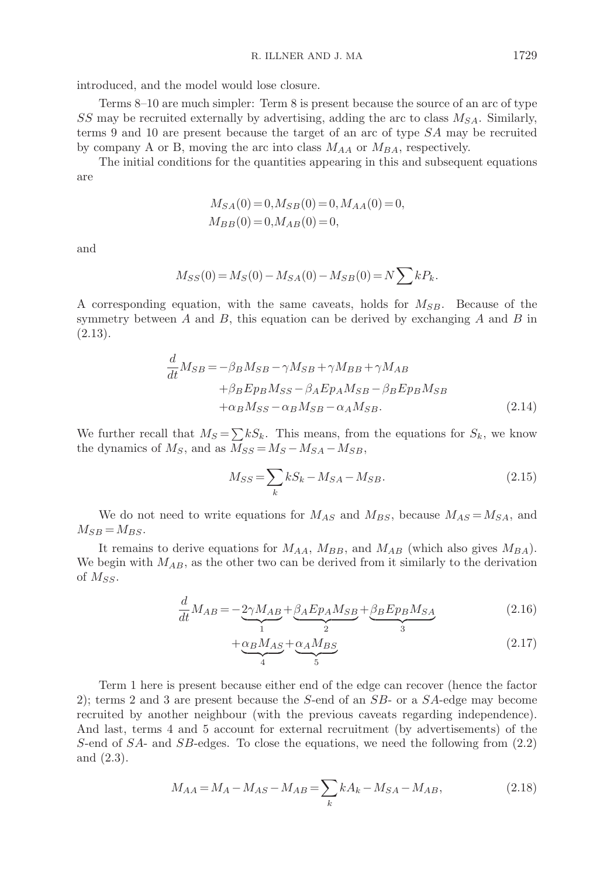introduced, and the model would lose closure.

Terms 8–10 are much simpler: Term 8 is present because the source of an arc of type $SS$ may be recruited externally by advertising, adding the arc to class $M_{SA}$. Similarly, terms 9 and 10 are present because the target of an arc of type $SA$ may be recruited by company A or B, moving the arc into class $M_{AA}$ or $M_{BA}$, respectively.

The initial conditions for the quantities appearing in this and subsequent equations are

$$
\begin{aligned}
&M_{SA}(0)=0, M_{SB}(0)=0, M_{AA}(0)=0,\\
&M_{BB}(0)=0, M_{AB}(0)=0,
\end{aligned}
$$

and

$$
M_{SS}(0)=M_S(0)-M_{SA}(0)-M_{SB}(0)=N\sum kP_k.
$$

A corresponding equation, with the same caveats, holds for $M_{SB}$. Because of the symmetry between $A$ and $B$, this equation can be derived by exchanging $A$ and $B$ in (2.13).

$$
\begin{aligned}
\frac{d}{dt}M_{SB}=&-\beta_B M_{SB}-\gamma M_{SB}+\gamma M_{BB}+\gamma M_{AB}\\
&+\beta_B E p_B M_{SS}-\beta_A E p_A M_{SB}-\beta_B E p_B M_{SB}\\
&+\alpha_B M_{SS}-\alpha_B M_{SB}-\alpha_A M_{SB}.
\end{aligned}
\tag{2.14}
$$

We further recall that $M_S=\sum kS_k$. This means, from the equations for $S_k$, we know the dynamics of $M_S$, and as $M_{SS}=M_S-M_{SA}-M_{SB}$,

$$
M_{SS}=\sum_k kS_k-M_{SA}-M_{SB}. \tag{2.15}
$$

We do not need to write equations for $M_{AS}$ and $M_{BS}$, because $M_{AS}=M_{SA}$, and $M_{SB}=M_{BS}$.

It remains to derive equations for $M_{AA}$, $M_{BB}$, and $M_{AB}$ (which also gives $M_{BA}$). We begin with $M_{AB}$, as the other two can be derived from it similarly to the derivation of $M_{SS}$.

$$
\frac{d}{dt}M_{AB}=-\underbrace{2\gamma M_{AB}}_{1}+\underbrace{\beta_A E p_A M_{SB}}_{2}+\underbrace{\beta_B E p_B M_{SA}}_{3} \tag{2.16}
$$

$$
+\underbrace{\alpha_B M_{AS}}_{4}+\underbrace{\alpha_A M_{BS}}_{5} \tag{2.17}
$$

Term 1 here is present because either end of the edge can recover (hence the factor 2); terms 2 and 3 are present because the $S$-end of an $SB$- or a $SA$-edge may become recruited by another neighbour (with the previous caveats regarding independence). And last, terms 4 and 5 account for external recruitment (by advertisements) of the $S$-end of $SA$- and $SB$-edges. To close the equations, we need the following from (2.2) and (2.3).

$$
M_{AA}=M_A-M_{AS}-M_{AB}=\sum_k kA_k-M_{SA}-M_{AB}, \tag{2.18}
$$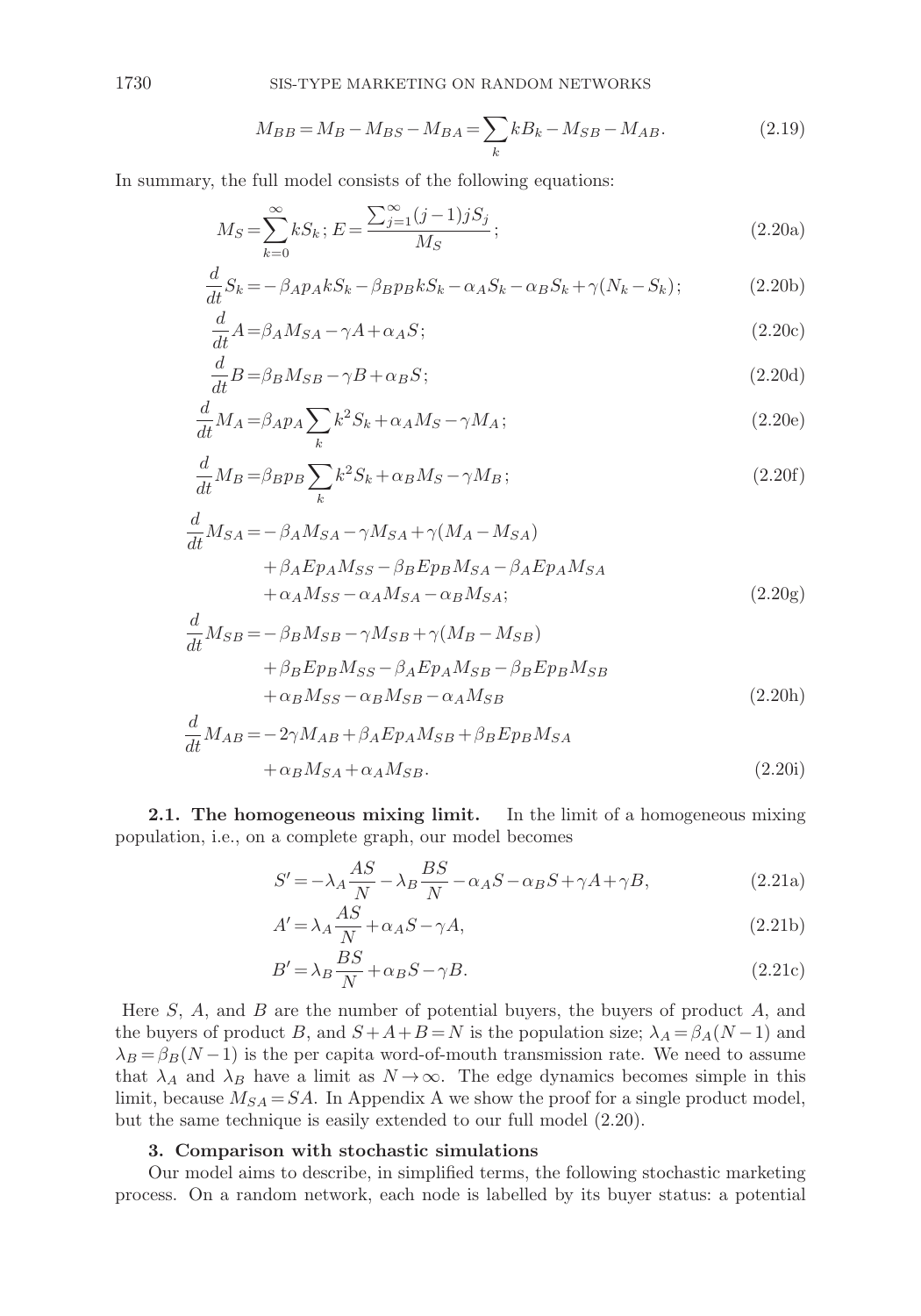$$M_{BB} = M_B - M_{BS} - M_{BA} = \sum_k kB_k - M_{SB} - M_{AB}. \tag{2.19}$$

In summary, the full model consists of the following equations:

$$M_S = \sum_{k=0}^{\infty} kS_k\,;\; E = \frac{\sum_{j=1}^{\infty}(j-1)jS_j}{M_S}\,; \tag{2.20a}$$

$$\frac{d}{dt}S_k = -\beta_A p_A kS_k - \beta_B p_B kS_k - \alpha_A S_k - \alpha_B S_k + \gamma(N_k - S_k); \tag{2.20b}$$

$$\frac{d}{dt}A = \beta_A M_{SA} - \gamma A + \alpha_A S; \tag{2.20c}$$

$$\frac{d}{dt}B = \beta_B M_{SB} - \gamma B + \alpha_B S; \tag{2.20d}$$

$$\frac{d}{dt}M_A = \beta_A p_A \sum_k k^2 S_k + \alpha_A M_S - \gamma M_A; \tag{2.20e}$$

$$\frac{d}{dt}M_B = \beta_B p_B \sum_k k^2 S_k + \alpha_B M_S - \gamma M_B; \tag{2.20f}$$

$$\begin{aligned}\frac{d}{dt}M_{SA} = &-\beta_A M_{SA} - \gamma M_{SA} + \gamma(M_A - M_{SA})\\ &+ \beta_A E p_A M_{SS} - \beta_B E p_B M_{SA} - \beta_A E p_A M_{SA}\\ &+ \alpha_A M_{SS} - \alpha_A M_{SA} - \alpha_B M_{SA};\end{aligned} \tag{2.20g}$$

$$\begin{aligned}\frac{d}{dt}M_{SB} = &-\beta_B M_{SB} - \gamma M_{SB} + \gamma(M_B - M_{SB})\\ &+ \beta_B E p_B M_{SS} - \beta_A E p_A M_{SB} - \beta_B E p_B M_{SB}\\ &+ \alpha_B M_{SS} - \alpha_B M_{SB} - \alpha_A M_{SB}\end{aligned} \tag{2.20h}$$

$$\begin{aligned}\frac{d}{dt}M_{AB} = &-2\gamma M_{AB} + \beta_A E p_A M_{SB} + \beta_B E p_B M_{SA}\\ &+ \alpha_B M_{SA} + \alpha_A M_{SB}.\end{aligned} \tag{2.20i}$$

**2.1. The homogeneous mixing limit.** In the limit of a homogeneous mixing population, i.e., on a complete graph, our model becomes

$$S' = -\lambda_A \frac{AS}{N} - \lambda_B \frac{BS}{N} - \alpha_A S - \alpha_B S + \gamma A + \gamma B, \tag{2.21a}$$

$$A' = \lambda_A \frac{AS}{N} + \alpha_A S - \gamma A, \tag{2.21b}$$

$$B' = \lambda_B \frac{BS}{N} + \alpha_B S - \gamma B. \tag{2.21c}$$

Here $S$, $A$, and $B$ are the number of potential buyers, the buyers of product $A$, and the buyers of product $B$, and $S + A + B = N$ is the population size; $\lambda_A = \beta_A(N-1)$ and $\lambda_B = \beta_B(N-1)$ is the per capita word-of-mouth transmission rate. We need to assume that $\lambda_A$ and $\lambda_B$ have a limit as $N \to \infty$. The edge dynamics becomes simple in this limit, because $M_{SA} = SA$. In Appendix A we show the proof for a single product model, but the same technique is easily extended to our full model (2.20).

## 3. Comparison with stochastic simulations

Our model aims to describe, in simplified terms, the following stochastic marketing process. On a random network, each node is labelled by its buyer status: a potential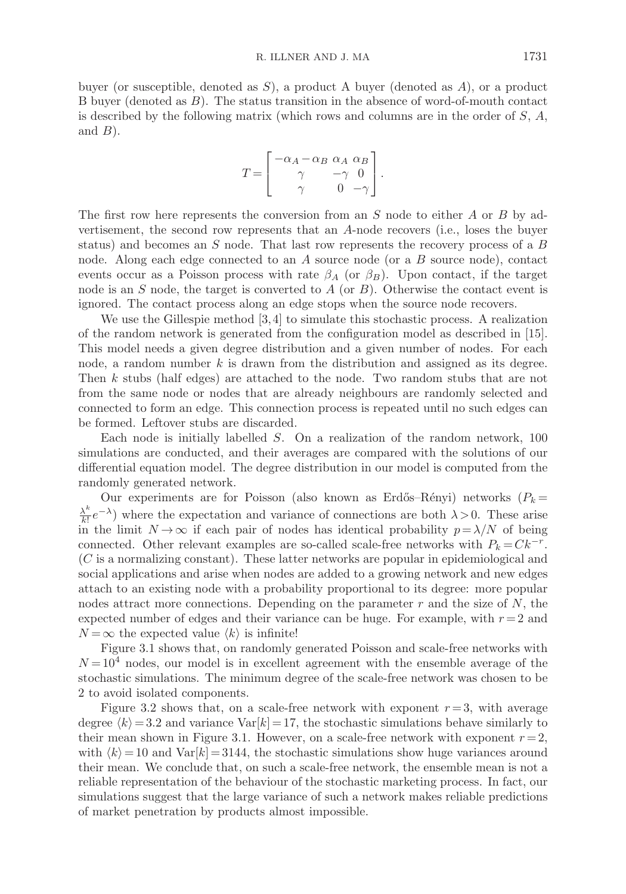buyer (or susceptible, denoted as $S$), a product A buyer (denoted as $A$), or a product B buyer (denoted as $B$). The status transition in the absence of word-of-mouth contact is described by the following matrix (which rows and columns are in the order of $S$, $A$, and $B$).

$$T = \begin{bmatrix} -\alpha_A - \alpha_B & \alpha_A & \alpha_B \\ \gamma & -\gamma & 0 \\ \gamma & 0 & -\gamma \end{bmatrix}.$$

The first row here represents the conversion from an $S$ node to either $A$ or $B$ by advertisement, the second row represents that an $A$-node recovers (i.e., loses the buyer status) and becomes an $S$ node. That last row represents the recovery process of a $B$ node. Along each edge connected to an $A$ source node (or a $B$ source node), contact events occur as a Poisson process with rate $\beta_A$ (or $\beta_B$). Upon contact, if the target node is an $S$ node, the target is converted to $A$ (or $B$). Otherwise the contact event is ignored. The contact process along an edge stops when the source node recovers.

We use the Gillespie method [3, 4] to simulate this stochastic process. A realization of the random network is generated from the configuration model as described in [15]. This model needs a given degree distribution and a given number of nodes. For each node, a random number $k$ is drawn from the distribution and assigned as its degree. Then $k$ stubs (half edges) are attached to the node. Two random stubs that are not from the same node or nodes that are already neighbours are randomly selected and connected to form an edge. This connection process is repeated until no such edges can be formed. Leftover stubs are discarded.

Each node is initially labelled $S$. On a realization of the random network, 100 simulations are conducted, and their averages are compared with the solutions of our differential equation model. The degree distribution in our model is computed from the randomly generated network.

Our experiments are for Poisson (also known as Erdős–Rényi) networks ($P_k = \frac{\lambda^k}{k!}e^{-\lambda}$) where the expectation and variance of connections are both $\lambda > 0$. These arise in the limit $N \to \infty$ if each pair of nodes has identical probability $p = \lambda/N$ of being connected. Other relevant examples are so-called scale-free networks with $P_k = Ck^{-r}$. ($C$ is a normalizing constant). These latter networks are popular in epidemiological and social applications and arise when nodes are added to a growing network and new edges attach to an existing node with a probability proportional to its degree: more popular nodes attract more connections. Depending on the parameter $r$ and the size of $N$, the expected number of edges and their variance can be huge. For example, with $r = 2$ and $N = \infty$ the expected value $\langle k \rangle$ is infinite!

Figure 3.1 shows that, on randomly generated Poisson and scale-free networks with $N = 10^4$ nodes, our model is in excellent agreement with the ensemble average of the stochastic simulations. The minimum degree of the scale-free network was chosen to be 2 to avoid isolated components.

Figure 3.2 shows that, on a scale-free network with exponent $r = 3$, with average degree $\langle k \rangle = 3.2$ and variance $\mathrm{Var}[k] = 17$, the stochastic simulations behave similarly to their mean shown in Figure 3.1. However, on a scale-free network with exponent $r = 2$, with $\langle k \rangle = 10$ and $\mathrm{Var}[k] = 3144$, the stochastic simulations show huge variances around their mean. We conclude that, on such a scale-free network, the ensemble mean is not a reliable representation of the behaviour of the stochastic marketing process. In fact, our simulations suggest that the large variance of such a network makes reliable predictions of market penetration by products almost impossible.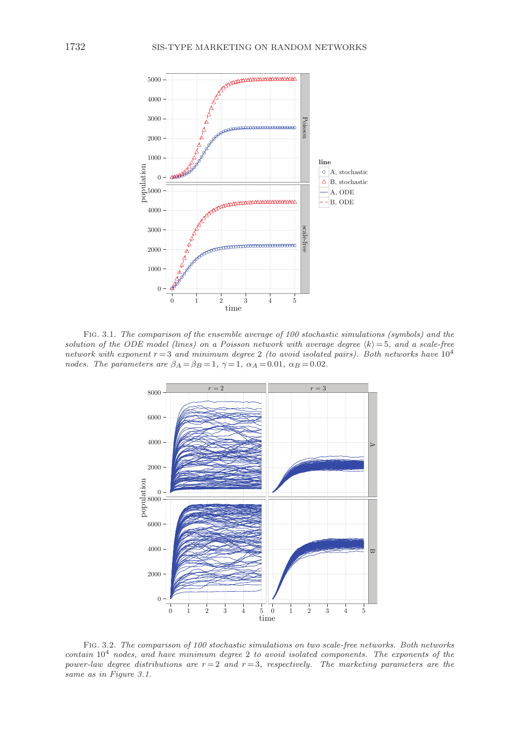Fig. 3.1. *The comparison of the ensemble average of 100 stochastic simulations (symbols) and the solution of the ODE model (lines) on a Poisson network with average degree $\langle k\rangle = 5$, and a scale-free network with exponent $r = 3$ and minimum degree 2 (to avoid isolated pairs). Both networks have $10^4$ nodes. The parameters are $\beta_A = \beta_B = 1$, $\gamma = 1$, $\alpha_A = 0.01$, $\alpha_B = 0.02$.*

Fig. 3.2. *The comparison of 100 stochastic simulations on two scale-free networks. Both networks contain $10^4$ nodes, and have minimum degree 2 to avoid isolated components. The exponents of the power-law degree distributions are $r = 2$ and $r = 3$, respectively. The marketing parameters are the same as in Figure 3.1.*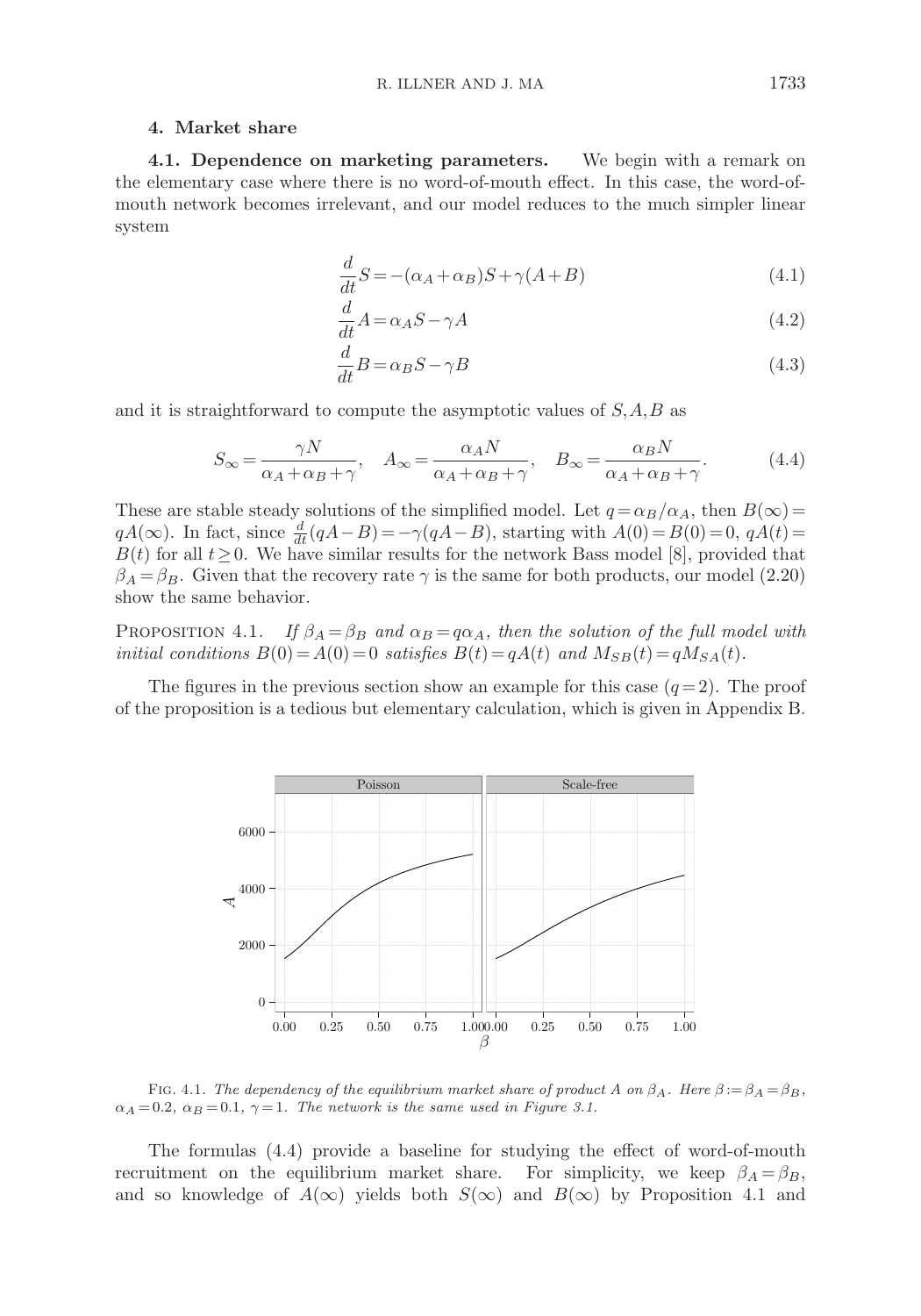## 4. Market share

**4.1. Dependence on marketing parameters.** We begin with a remark on the elementary case where there is no word-of-mouth effect. In this case, the word-of-mouth network becomes irrelevant, and our model reduces to the much simpler linear system

$$\frac{d}{dt}S = -(\alpha_A + \alpha_B)S + \gamma(A+B) \tag{4.1}$$

$$\frac{d}{dt}A = \alpha_A S - \gamma A \tag{4.2}$$

$$\frac{d}{dt}B = \alpha_B S - \gamma B \tag{4.3}$$

and it is straightforward to compute the asymptotic values of $S, A, B$ as

$$S_\infty = \frac{\gamma N}{\alpha_A + \alpha_B + \gamma}, \quad A_\infty = \frac{\alpha_A N}{\alpha_A + \alpha_B + \gamma}, \quad B_\infty = \frac{\alpha_B N}{\alpha_A + \alpha_B + \gamma}. \tag{4.4}$$

These are stable steady solutions of the simplified model. Let $q = \alpha_B/\alpha_A$, then $B(\infty) = qA(\infty)$. In fact, since $\frac{d}{dt}(qA - B) = -\gamma(qA - B)$, starting with $A(0) = B(0) = 0$, $qA(t) = B(t)$ for all $t \geq 0$. We have similar results for the network Bass model [8], provided that $\beta_A = \beta_B$. Given that the recovery rate $\gamma$ is the same for both products, our model (2.20) show the same behavior.

PROPOSITION 4.1. *If $\beta_A = \beta_B$ and $\alpha_B = q\alpha_A$, then the solution of the full model with initial conditions $B(0) = A(0) = 0$ satisfies $B(t) = qA(t)$ and $M_{SB}(t) = qM_{SA}(t)$.*

The figures in the previous section show an example for this case ($q = 2$). The proof of the proposition is a tedious but elementary calculation, which is given in Appendix B.

FIG. 4.1. *The dependency of the equilibrium market share of product A on $\beta_A$. Here $\beta := \beta_A = \beta_B$, $\alpha_A = 0.2$, $\alpha_B = 0.1$, $\gamma = 1$. The network is the same used in Figure 3.1.*

The formulas (4.4) provide a baseline for studying the effect of word-of-mouth recruitment on the equilibrium market share. For simplicity, we keep $\beta_A = \beta_B$, and so knowledge of $A(\infty)$ yields both $S(\infty)$ and $B(\infty)$ by Proposition 4.1 and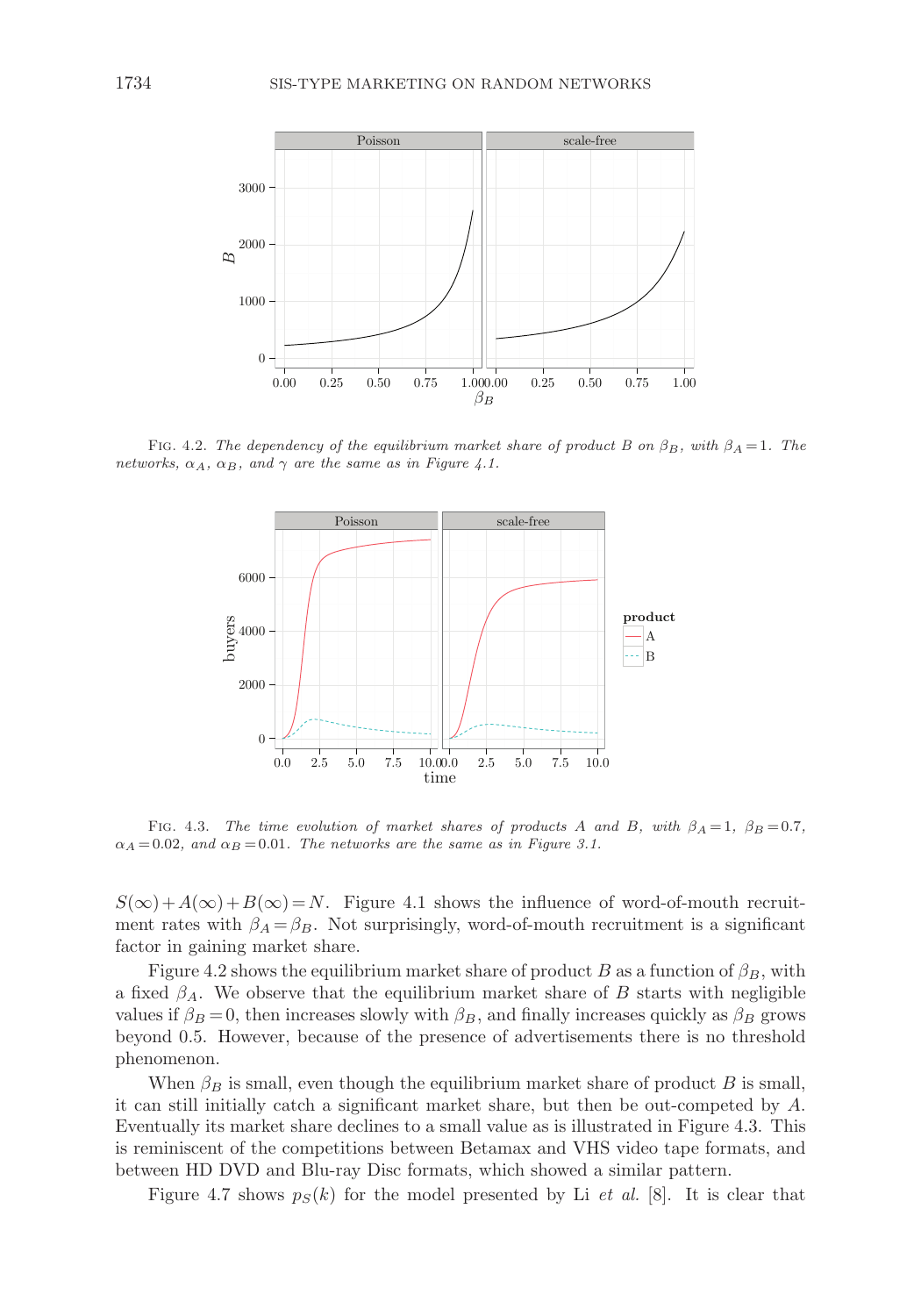FIG. 4.2. *The dependency of the equilibrium market share of product B on* $\beta_B$*, with* $\beta_A = 1$*. The networks,* $\alpha_A$*,* $\alpha_B$*, and* $\gamma$ *are the same as in Figure 4.1.*

FIG. 4.3. *The time evolution of market shares of products A and B, with* $\beta_A = 1$*,* $\beta_B = 0.7$*,* $\alpha_A = 0.02$*, and* $\alpha_B = 0.01$*. The networks are the same as in Figure 3.1.*

$S(\infty) + A(\infty) + B(\infty) = N$. Figure 4.1 shows the influence of word-of-mouth recruitment rates with $\beta_A = \beta_B$. Not surprisingly, word-of-mouth recruitment is a significant factor in gaining market share.

Figure 4.2 shows the equilibrium market share of product $B$ as a function of $\beta_B$, with a fixed $\beta_A$. We observe that the equilibrium market share of $B$ starts with negligible values if $\beta_B = 0$, then increases slowly with $\beta_B$, and finally increases quickly as $\beta_B$ grows beyond 0.5. However, because of the presence of advertisements there is no threshold phenomenon.

When $\beta_B$ is small, even though the equilibrium market share of product $B$ is small, it can still initially catch a significant market share, but then be out-competed by $A$. Eventually its market share declines to a small value as is illustrated in Figure 4.3. This is reminiscent of the competitions between Betamax and VHS video tape formats, and between HD DVD and Blu-ray Disc formats, which showed a similar pattern.

Figure 4.7 shows $p_S(k)$ for the model presented by Li *et al.* [8]. It is clear that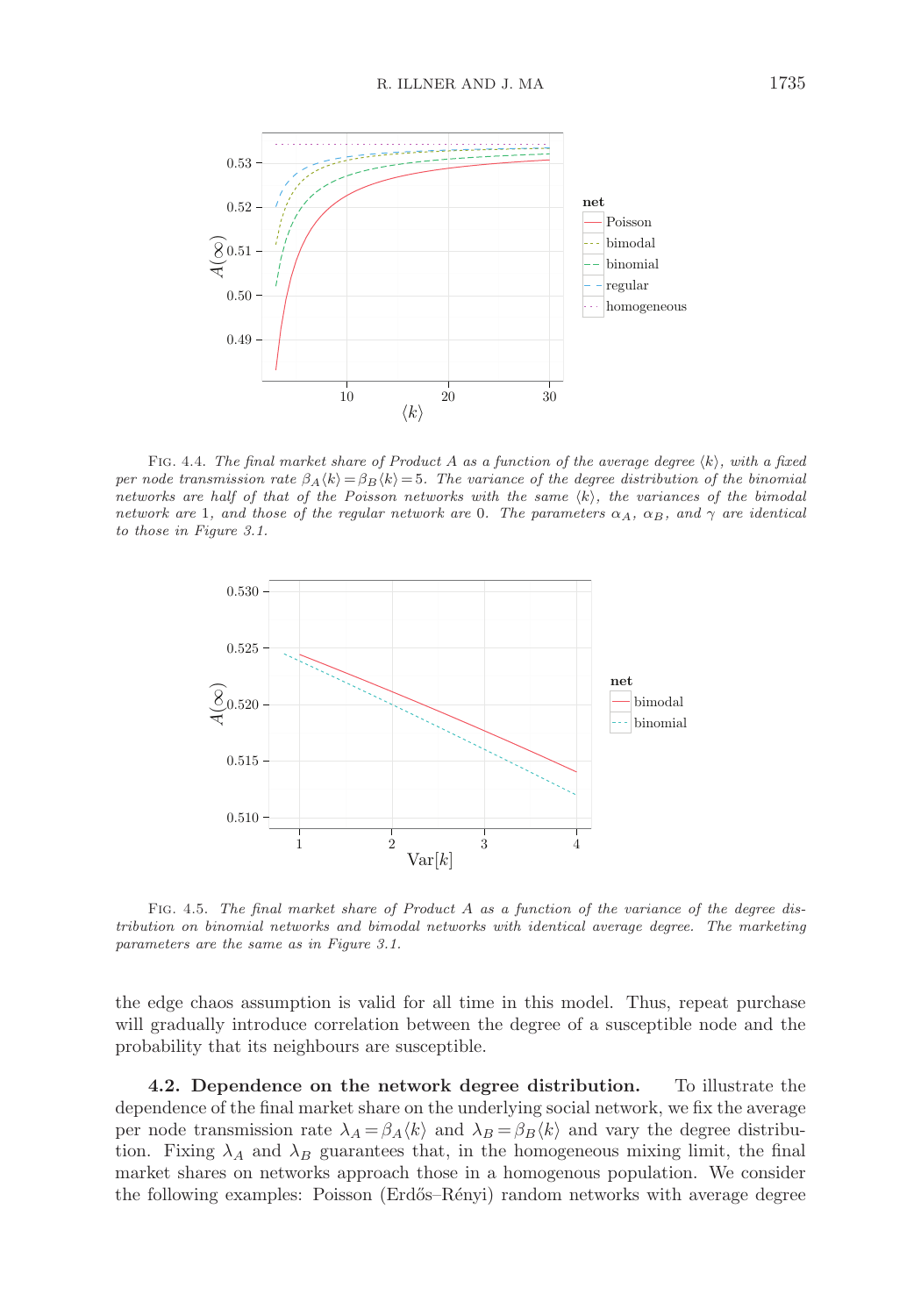FIG. 4.4. *The final market share of Product A as a function of the average degree $\langle k \rangle$, with a fixed per node transmission rate $\beta_A\langle k \rangle = \beta_B\langle k \rangle = 5$. The variance of the degree distribution of the binomial networks are half of that of the Poisson networks with the same $\langle k \rangle$, the variances of the bimodal network are 1, and those of the regular network are 0. The parameters $\alpha_A$, $\alpha_B$, and $\gamma$ are identical to those in Figure 3.1.*

FIG. 4.5. *The final market share of Product A as a function of the variance of the degree distribution on binomial networks and bimodal networks with identical average degree. The marketing parameters are the same as in Figure 3.1.*

the edge chaos assumption is valid for all time in this model. Thus, repeat purchase will gradually introduce correlation between the degree of a susceptible node and the probability that its neighbours are susceptible.

**4.2. Dependence on the network degree distribution.** To illustrate the dependence of the final market share on the underlying social network, we fix the average per node transmission rate $\lambda_A = \beta_A\langle k \rangle$ and $\lambda_B = \beta_B\langle k \rangle$ and vary the degree distribution. Fixing $\lambda_A$ and $\lambda_B$ guarantees that, in the homogeneous mixing limit, the final market shares on networks approach those in a homogenous population. We consider the following examples: Poisson (Erdős–Rényi) random networks with average degree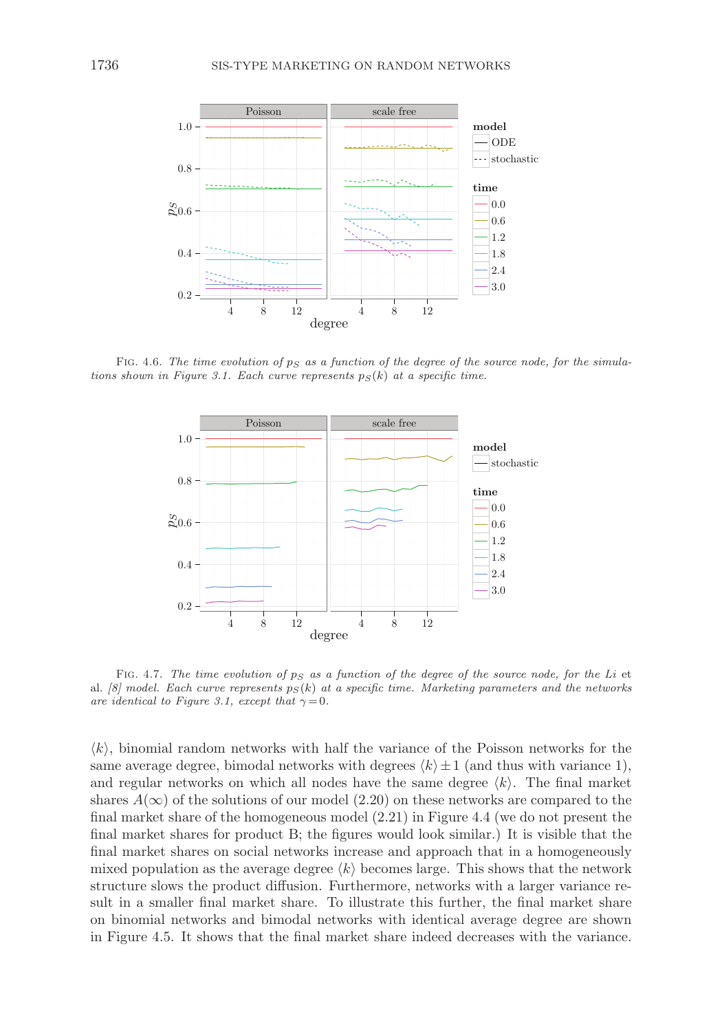FIG. 4.6. *The time evolution of $p_S$ as a function of the degree of the source node, for the simulations shown in Figure 3.1. Each curve represents $p_S(k)$ at a specific time.*

FIG. 4.7. *The time evolution of $p_S$ as a function of the degree of the source node, for the Li* et al. *[8] model. Each curve represents $p_S(k)$ at a specific time. Marketing parameters and the networks are identical to Figure 3.1, except that $\gamma = 0$.*

$\langle k \rangle$, binomial random networks with half the variance of the Poisson networks for the same average degree, bimodal networks with degrees $\langle k \rangle \pm 1$ (and thus with variance 1), and regular networks on which all nodes have the same degree $\langle k \rangle$. The final market shares $A(\infty)$ of the solutions of our model (2.20) on these networks are compared to the final market share of the homogeneous model (2.21) in Figure 4.4 (we do not present the final market shares for product B; the figures would look similar.) It is visible that the final market shares on social networks increase and approach that in a homogeneously mixed population as the average degree $\langle k \rangle$ becomes large. This shows that the network structure slows the product diffusion. Furthermore, networks with a larger variance result in a smaller final market share. To illustrate this further, the final market share on binomial networks and bimodal networks with identical average degree are shown in Figure 4.5. It shows that the final market share indeed decreases with the variance.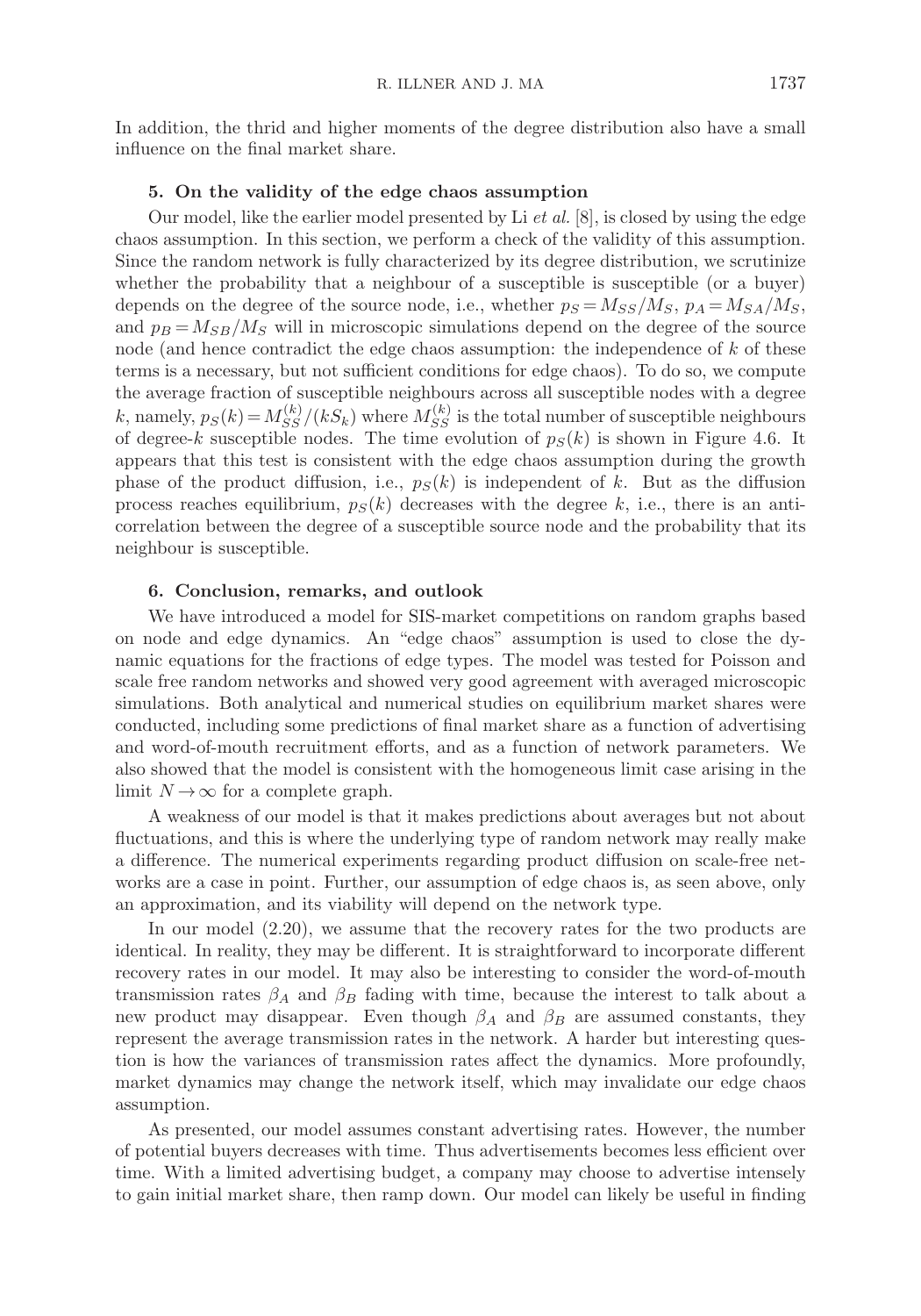In addition, the thrid and higher moments of the degree distribution also have a small influence on the final market share.

### 5. On the validity of the edge chaos assumption

Our model, like the earlier model presented by Li *et al.* [8], is closed by using the edge chaos assumption. In this section, we perform a check of the validity of this assumption. Since the random network is fully characterized by its degree distribution, we scrutinize whether the probability that a neighbour of a susceptible is susceptible (or a buyer) depends on the degree of the source node, i.e., whether $p_S = M_{SS}/M_S$, $p_A = M_{SA}/M_S$, and $p_B = M_{SB}/M_S$ will in microscopic simulations depend on the degree of the source node (and hence contradict the edge chaos assumption: the independence of $k$ of these terms is a necessary, but not sufficient conditions for edge chaos). To do so, we compute the average fraction of susceptible neighbours across all susceptible nodes with a degree $k$, namely, $p_S(k) = M_{SS}^{(k)}/(kS_k)$ where $M_{SS}^{(k)}$ is the total number of susceptible neighbours of degree-$k$ susceptible nodes. The time evolution of $p_S(k)$ is shown in Figure 4.6. It appears that this test is consistent with the edge chaos assumption during the growth phase of the product diffusion, i.e., $p_S(k)$ is independent of $k$. But as the diffusion process reaches equilibrium, $p_S(k)$ decreases with the degree $k$, i.e., there is an anti-correlation between the degree of a susceptible source node and the probability that its neighbour is susceptible.

### 6. Conclusion, remarks, and outlook

We have introduced a model for SIS-market competitions on random graphs based on node and edge dynamics. An "edge chaos" assumption is used to close the dynamic equations for the fractions of edge types. The model was tested for Poisson and scale free random networks and showed very good agreement with averaged microscopic simulations. Both analytical and numerical studies on equilibrium market shares were conducted, including some predictions of final market share as a function of advertising and word-of-mouth recruitment efforts, and as a function of network parameters. We also showed that the model is consistent with the homogeneous limit case arising in the limit $N \to \infty$ for a complete graph.

A weakness of our model is that it makes predictions about averages but not about fluctuations, and this is where the underlying type of random network may really make a difference. The numerical experiments regarding product diffusion on scale-free networks are a case in point. Further, our assumption of edge chaos is, as seen above, only an approximation, and its viability will depend on the network type.

In our model (2.20), we assume that the recovery rates for the two products are identical. In reality, they may be different. It is straightforward to incorporate different recovery rates in our model. It may also be interesting to consider the word-of-mouth transmission rates $\beta_A$ and $\beta_B$ fading with time, because the interest to talk about a new product may disappear. Even though $\beta_A$ and $\beta_B$ are assumed constants, they represent the average transmission rates in the network. A harder but interesting question is how the variances of transmission rates affect the dynamics. More profoundly, market dynamics may change the network itself, which may invalidate our edge chaos assumption.

As presented, our model assumes constant advertising rates. However, the number of potential buyers decreases with time. Thus advertisements becomes less efficient over time. With a limited advertising budget, a company may choose to advertise intensely to gain initial market share, then ramp down. Our model can likely be useful in finding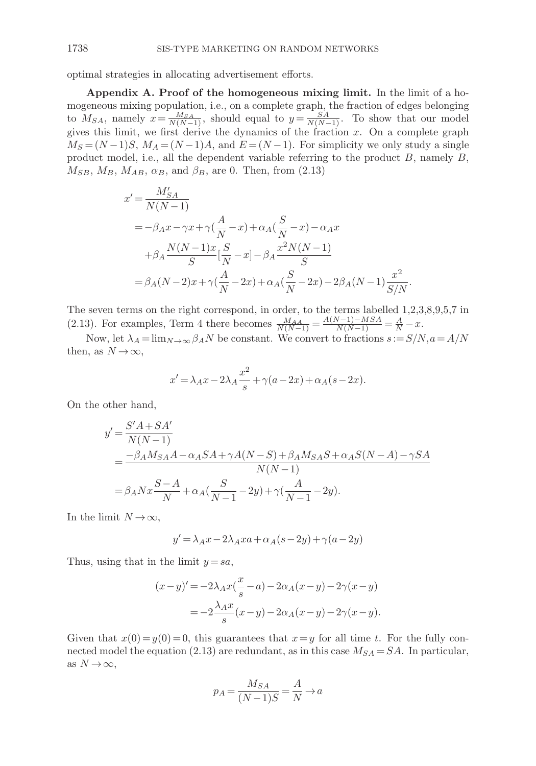optimal strategies in allocating advertisement efforts.

**Appendix A. Proof of the homogeneous mixing limit.** In the limit of a homogeneous mixing population, i.e., on a complete graph, the fraction of edges belonging to $M_{SA}$, namely $x = \frac{M_{SA}}{N(N-1)}$, should equal to $y = \frac{SA}{N(N-1)}$. To show that our model gives this limit, we first derive the dynamics of the fraction $x$. On a complete graph $M_S = (N-1)S$, $M_A = (N-1)A$, and $E = (N-1)$. For simplicity we only study a single product model, i.e., all the dependent variable referring to the product $B$, namely $B$, $M_{SB}$, $M_B$, $M_{AB}$, $\alpha_B$, and $\beta_B$, are 0. Then, from (2.13)

$$
\begin{aligned}
x' &= \frac{M'_{SA}}{N(N-1)} \\
&= -\beta_A x - \gamma x + \gamma(\frac{A}{N} - x) + \alpha_A(\frac{S}{N} - x) - \alpha_A x \\
&\quad + \beta_A \frac{N(N-1)x}{S}[\frac{S}{N} - x] - \beta_A \frac{x^2 N(N-1)}{S} \\
&= \beta_A(N-2)x + \gamma(\frac{A}{N} - 2x) + \alpha_A(\frac{S}{N} - 2x) - 2\beta_A(N-1)\frac{x^2}{S/N}.
\end{aligned}
$$

The seven terms on the right correspond, in order, to the terms labelled 1,2,3,8,9,5,7 in (2.13). For examples, Term 4 there becomes $\frac{M_{AA}}{N(N-1)} = \frac{A(N-1)-MSA}{N(N-1)} = \frac{A}{N} - x$.

Now, let $\lambda_A = \lim_{N\to\infty} \beta_A N$ be constant. We convert to fractions $s := S/N, a = A/N$ then, as $N \to \infty$,

$$
x' = \lambda_A x - 2\lambda_A \frac{x^2}{s} + \gamma(a - 2x) + \alpha_A(s - 2x).
$$

On the other hand,

$$
\begin{aligned}
y' &= \frac{S'A + SA'}{N(N-1)} \\
&= \frac{-\beta_A M_{SA} A - \alpha_A SA + \gamma A(N-S) + \beta_A M_{SA} S + \alpha_A S(N-A) - \gamma SA}{N(N-1)} \\
&= \beta_A N x \frac{S-A}{N} + \alpha_A(\frac{S}{N-1} - 2y) + \gamma(\frac{A}{N-1} - 2y).
\end{aligned}
$$

In the limit $N \to \infty$,

$$
y' = \lambda_A x - 2\lambda_A x a + \alpha_A(s - 2y) + \gamma(a - 2y)
$$

Thus, using that in the limit $y = sa$,

$$
\begin{aligned}
(x-y)' &= -2\lambda_A x(\frac{x}{s} - a) - 2\alpha_A(x-y) - 2\gamma(x-y) \\
&= -2\frac{\lambda_A x}{s}(x-y) - 2\alpha_A(x-y) - 2\gamma(x-y).
\end{aligned}
$$

Given that $x(0) = y(0) = 0$, this guarantees that $x = y$ for all time $t$. For the fully connected model the equation (2.13) are redundant, as in this case $M_{SA} = SA$. In particular, as $N \to \infty$,

$$
p_A = \frac{M_{SA}}{(N-1)S} = \frac{A}{N} \to a
$$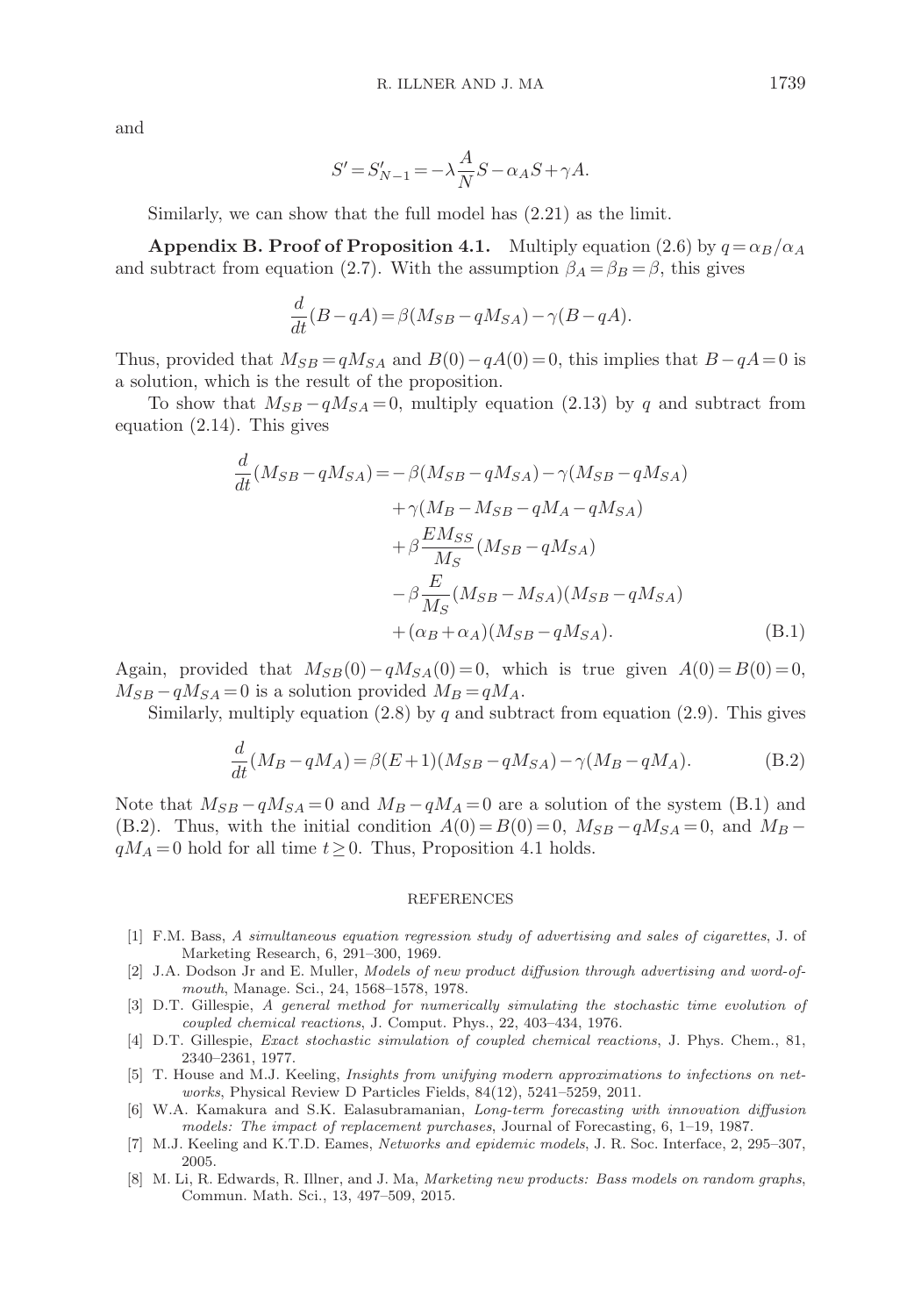and

$$S' = S'_{N-1} = -\lambda \frac{A}{N} S - \alpha_A S + \gamma A.$$

Similarly, we can show that the full model has (2.21) as the limit.

**Appendix B. Proof of Proposition 4.1.** Multiply equation (2.6) by $q = \alpha_B/\alpha_A$ and subtract from equation (2.7). With the assumption $\beta_A = \beta_B = \beta$, this gives

$$\frac{d}{dt}(B - qA) = \beta(M_{SB} - qM_{SA}) - \gamma(B - qA).$$

Thus, provided that $M_{SB} = qM_{SA}$ and $B(0) - qA(0) = 0$, this implies that $B - qA = 0$ is a solution, which is the result of the proposition.

To show that $M_{SB} - qM_{SA} = 0$, multiply equation (2.13) by $q$ and subtract from equation (2.14). This gives

$$\begin{aligned}
\frac{d}{dt}(M_{SB} - qM_{SA}) = &- \beta(M_{SB} - qM_{SA}) - \gamma(M_{SB} - qM_{SA}) \\
&+ \gamma(M_B - M_{SB} - qM_A - qM_{SA}) \\
&+ \beta \frac{EM_{SS}}{M_S}(M_{SB} - qM_{SA}) \\
&- \beta \frac{E}{M_S}(M_{SB} - M_{SA})(M_{SB} - qM_{SA}) \\
&+ (\alpha_B + \alpha_A)(M_{SB} - qM_{SA}).
\end{aligned} \tag{B.1}$$

Again, provided that $M_{SB}(0) - qM_{SA}(0) = 0$, which is true given $A(0) = B(0) = 0$, $M_{SB} - qM_{SA} = 0$ is a solution provided $M_B = qM_A$.

Similarly, multiply equation (2.8) by $q$ and subtract from equation (2.9). This gives

$$\frac{d}{dt}(M_B - qM_A) = \beta(E+1)(M_{SB} - qM_{SA}) - \gamma(M_B - qM_A). \tag{B.2}$$

Note that $M_{SB} - qM_{SA} = 0$ and $M_B - qM_A = 0$ are a solution of the system (B.1) and (B.2). Thus, with the initial condition $A(0) = B(0) = 0$, $M_{SB} - qM_{SA} = 0$, and $M_B - qM_A = 0$ hold for all time $t \geq 0$. Thus, Proposition 4.1 holds.

## REFERENCES

[1] F.M. Bass, *A simultaneous equation regression study of advertising and sales of cigarettes*, J. of Marketing Research, 6, 291–300, 1969.

[2] J.A. Dodson Jr and E. Muller, *Models of new product diffusion through advertising and word-of-mouth*, Manage. Sci., 24, 1568–1578, 1978.

[3] D.T. Gillespie, *A general method for numerically simulating the stochastic time evolution of coupled chemical reactions*, J. Comput. Phys., 22, 403–434, 1976.

[4] D.T. Gillespie, *Exact stochastic simulation of coupled chemical reactions*, J. Phys. Chem., 81, 2340–2361, 1977.

[5] T. House and M.J. Keeling, *Insights from unifying modern approximations to infections on networks*, Physical Review D Particles Fields, 84(12), 5241–5259, 2011.

[6] W.A. Kamakura and S.K. Ealasubramanian, *Long-term forecasting with innovation diffusion models: The impact of replacement purchases*, Journal of Forecasting, 6, 1–19, 1987.

[7] M.J. Keeling and K.T.D. Eames, *Networks and epidemic models*, J. R. Soc. Interface, 2, 295–307, 2005.

[8] M. Li, R. Edwards, R. Illner, and J. Ma, *Marketing new products: Bass models on random graphs*, Commun. Math. Sci., 13, 497–509, 2015.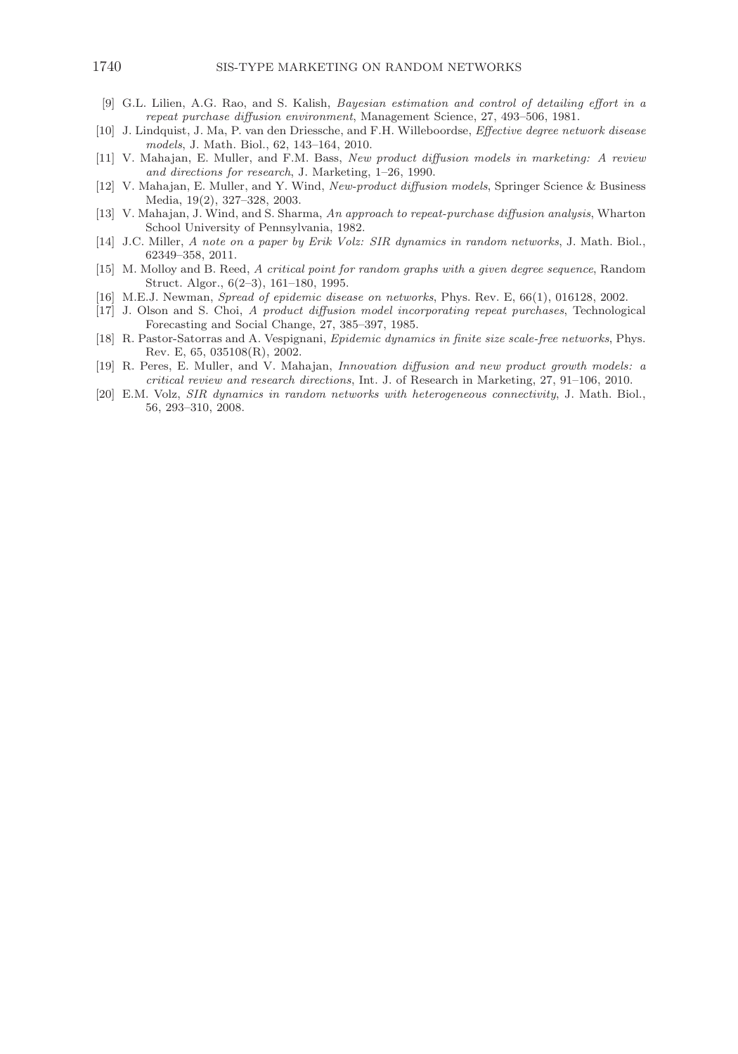[9] G.L. Lilien, A.G. Rao, and S. Kalish, *Bayesian estimation and control of detailing effort in a repeat purchase diffusion environment*, Management Science, 27, 493–506, 1981.

[10] J. Lindquist, J. Ma, P. van den Driessche, and F.H. Willeboordse, *Effective degree network disease models*, J. Math. Biol., 62, 143–164, 2010.

[11] V. Mahajan, E. Muller, and F.M. Bass, *New product diffusion models in marketing: A review and directions for research*, J. Marketing, 1–26, 1990.

[12] V. Mahajan, E. Muller, and Y. Wind, *New-product diffusion models*, Springer Science & Business Media, 19(2), 327–328, 2003.

[13] V. Mahajan, J. Wind, and S. Sharma, *An approach to repeat-purchase diffusion analysis*, Wharton School University of Pennsylvania, 1982.

[14] J.C. Miller, *A note on a paper by Erik Volz: SIR dynamics in random networks*, J. Math. Biol., 62349–358, 2011.

[15] M. Molloy and B. Reed, *A critical point for random graphs with a given degree sequence*, Random Struct. Algor., 6(2–3), 161–180, 1995.

[16] M.E.J. Newman, *Spread of epidemic disease on networks*, Phys. Rev. E, 66(1), 016128, 2002.

[17] J. Olson and S. Choi, *A product diffusion model incorporating repeat purchases*, Technological Forecasting and Social Change, 27, 385–397, 1985.

[18] R. Pastor-Satorras and A. Vespignani, *Epidemic dynamics in finite size scale-free networks*, Phys. Rev. E, 65, 035108(R), 2002.

[19] R. Peres, E. Muller, and V. Mahajan, *Innovation diffusion and new product growth models: a critical review and research directions*, Int. J. of Research in Marketing, 27, 91–106, 2010.

[20] E.M. Volz, *SIR dynamics in random networks with heterogeneous connectivity*, J. Math. Biol., 56, 293–310, 2008.